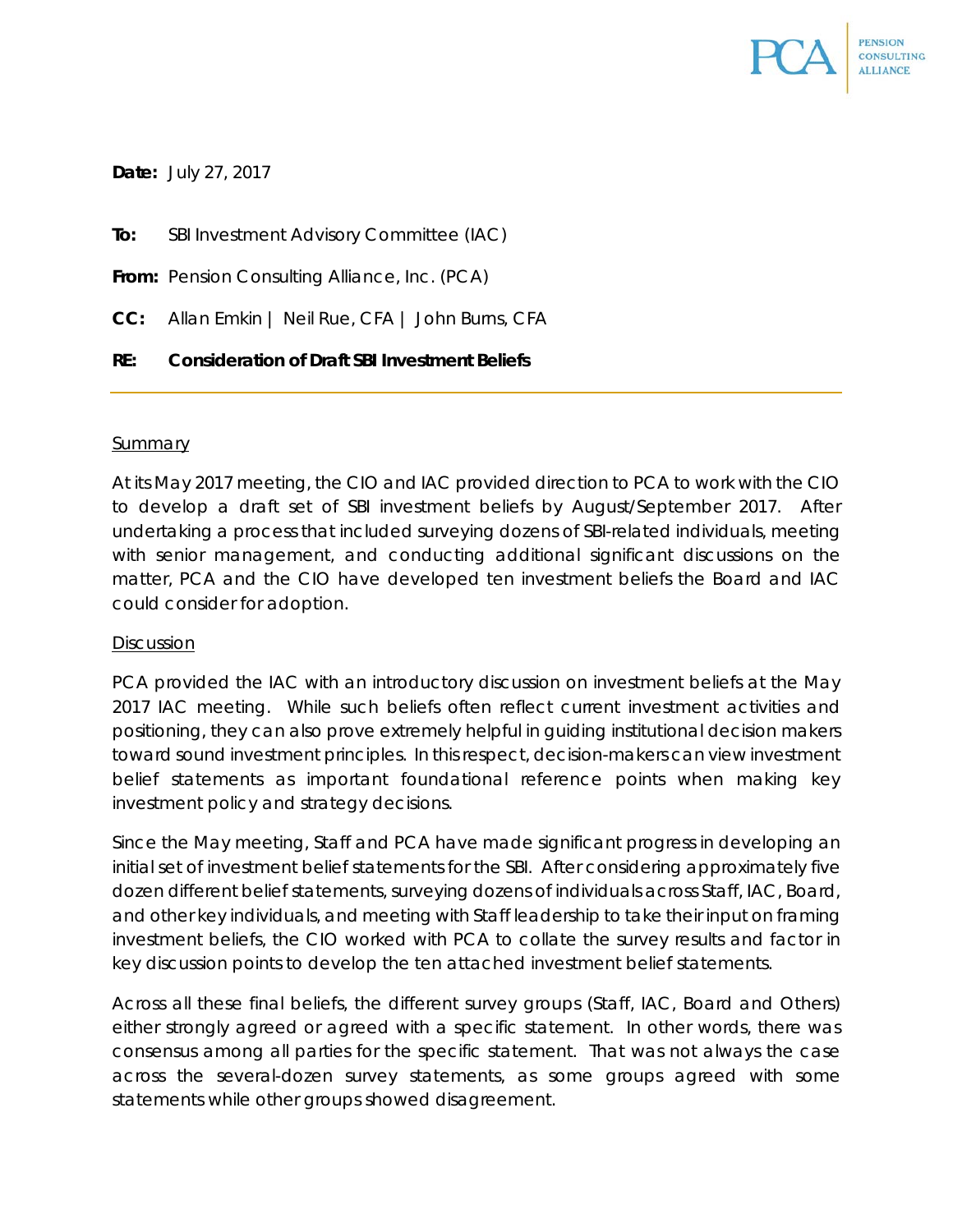PCA PENSION CONSULTING ALLIANCE

**Date:** July 27, 2017

**To:** SBI Investment Advisory Committee (IAC)

**From:** Pension Consulting Alliance, Inc. (PCA)

**CC:** Allan Emkin | Neil Rue, CFA | John Burns, CFA

**RE: Consideration of Draft SBI Investment Beliefs**

---

## Summary

At its May 2017 meeting, the CIO and IAC provided direction to PCA to work with the CIO to develop a draft set of SBI investment beliefs by August/September 2017. After undertaking a process that included surveying dozens of SBI-related individuals, meeting with senior management, and conducting additional significant discussions on the matter, PCA and the CIO have developed ten investment beliefs the Board and IAC could consider for adoption.

## Discussion

PCA provided the IAC with an introductory discussion on investment beliefs at the May 2017 IAC meeting. While such beliefs often reflect current investment activities and positioning, they can also prove extremely helpful in guiding institutional decision makers toward sound investment principles. In this respect, decision-makers can view investment belief statements as important foundational reference points when making key investment policy and strategy decisions.

Since the May meeting, Staff and PCA have made significant progress in developing an initial set of investment belief statements for the SBI. After considering approximately five dozen different belief statements, surveying dozens of individuals across Staff, IAC, Board, and other key individuals, and meeting with Staff leadership to take their input on framing investment beliefs, the CIO worked with PCA to collate the survey results and factor in key discussion points to develop the ten attached investment belief statements.

Across all these final beliefs, the different survey groups (Staff, IAC, Board and Others) either strongly agreed or agreed with a specific statement. In other words, there was consensus among all parties for the specific statement. That was not always the case across the several-dozen survey statements, as some groups agreed with some statements while other groups showed disagreement.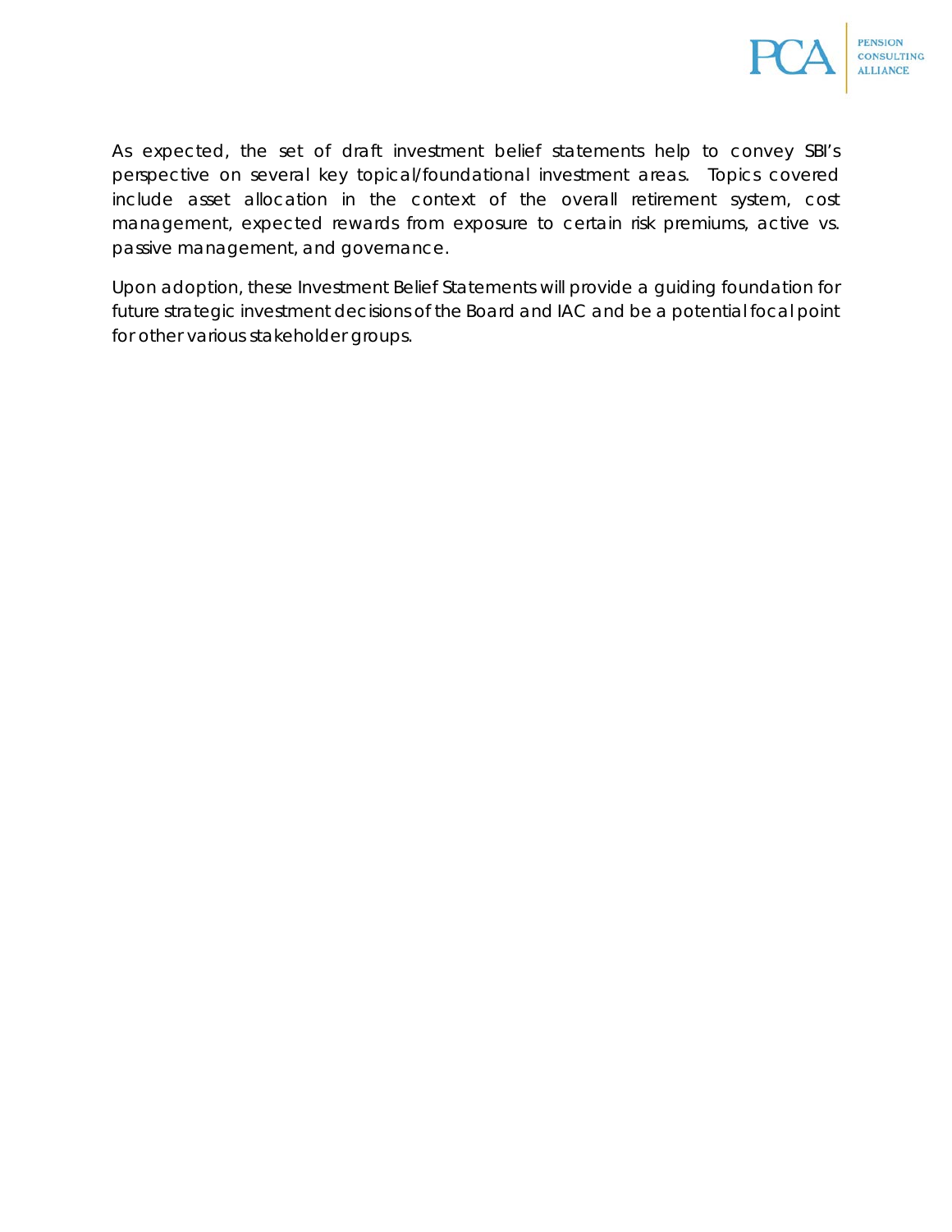As expected, the set of draft investment belief statements help to convey SBI's perspective on several key topical/foundational investment areas. Topics covered include asset allocation in the context of the overall retirement system, cost management, expected rewards from exposure to certain risk premiums, active vs. passive management, and governance.

Upon adoption, these Investment Belief Statements will provide a guiding foundation for future strategic investment decisions of the Board and IAC and be a potential focal point for other various stakeholder groups.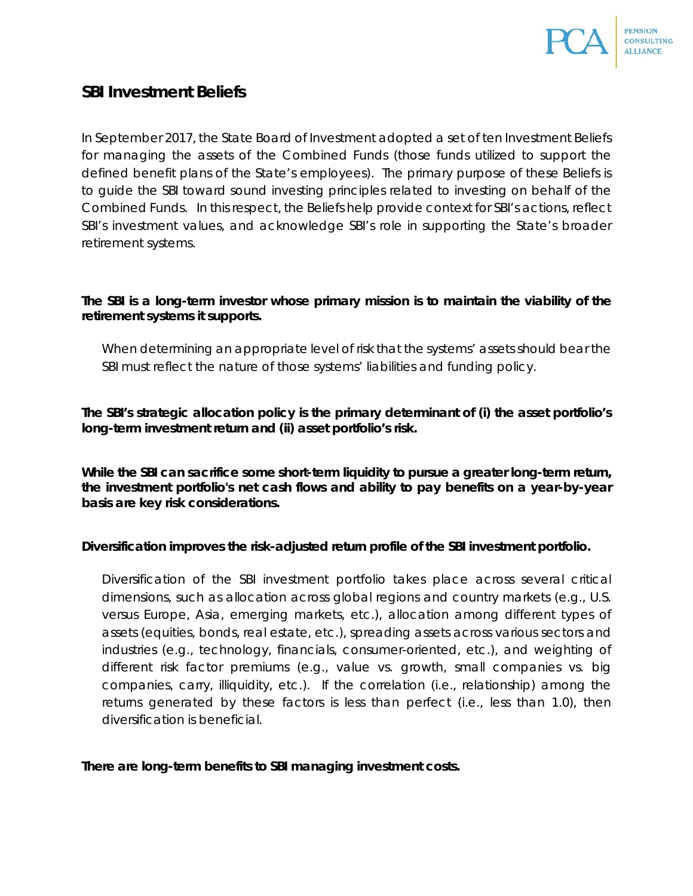## SBI Investment Beliefs

In September 2017, the State Board of Investment adopted a set of ten Investment Beliefs for managing the assets of the Combined Funds (those funds utilized to support the defined benefit plans of the State's employees). The primary purpose of these Beliefs is to guide the SBI toward sound investing principles related to investing on behalf of the Combined Funds. In this respect, the Beliefs help provide context for SBI's actions, reflect SBI's investment values, and acknowledge SBI's role in supporting the State's broader retirement systems.

**The SBI is a long-term investor whose primary mission is to maintain the viability of the retirement systems it supports.**

When determining an appropriate level of risk that the systems' assets should bear the SBI must reflect the nature of those systems' liabilities and funding policy.

**The SBI's strategic allocation policy is the primary determinant of (i) the asset portfolio's long-term investment return and (ii) asset portfolio's risk.**

**While the SBI can sacrifice some short-term liquidity to pursue a greater long-term return, the investment portfolio's net cash flows and ability to pay benefits on a year-by-year basis are key risk considerations.**

**Diversification improves the risk-adjusted return profile of the SBI investment portfolio.**

Diversification of the SBI investment portfolio takes place across several critical dimensions, such as allocation across global regions and country markets (e.g., U.S. versus Europe, Asia, emerging markets, etc.), allocation among different types of assets (equities, bonds, real estate, etc.), spreading assets across various sectors and industries (e.g., technology, financials, consumer-oriented, etc.), and weighting of different risk factor premiums (e.g., value vs. growth, small companies vs. big companies, carry, illiquidity, etc.). If the correlation (i.e., relationship) among the returns generated by these factors is less than perfect (i.e., less than 1.0), then diversification is beneficial.

**There are long-term benefits to SBI managing investment costs.**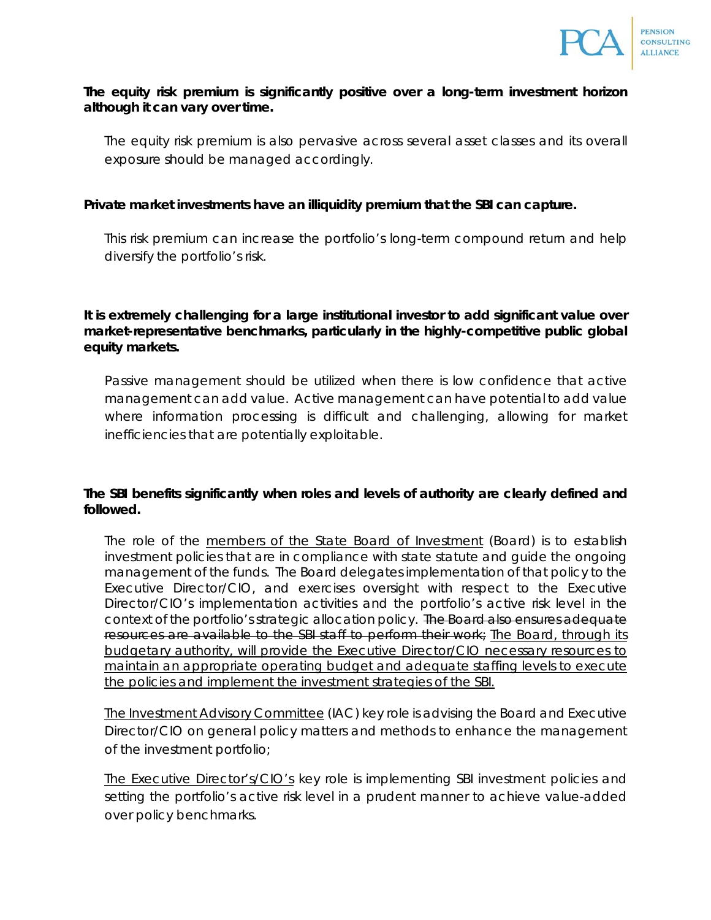**The equity risk premium is significantly positive over a long-term investment horizon although it can vary over time.**

The equity risk premium is also pervasive across several asset classes and its overall exposure should be managed accordingly.

**Private market investments have an illiquidity premium that the SBI can capture.**

This risk premium can increase the portfolio's long-term compound return and help diversify the portfolio's risk.

**It is extremely challenging for a large institutional investor to add significant value over market-representative benchmarks, particularly in the highly-competitive public global equity markets.**

Passive management should be utilized when there is low confidence that active management can add value. Active management can have potential to add value where information processing is difficult and challenging, allowing for market inefficiencies that are potentially exploitable.

**The SBI benefits significantly when roles and levels of authority are clearly defined and followed.**

The role of the <u>members of the State Board of Investment</u> (Board) is to establish investment policies that are in compliance with state statute and guide the ongoing management of the funds. The Board delegates implementation of that policy to the Executive Director/CIO, and exercises oversight with respect to the Executive Director/CIO's implementation activities and the portfolio's active risk level in the context of the portfolio's strategic allocation policy. ~~The Board also ensures adequate resources are available to the SBI staff to perform their work;~~ <u>The Board, through its budgetary authority, will provide the Executive Director/CIO necessary resources to maintain an appropriate operating budget and adequate staffing levels to execute the policies and implement the investment strategies of the SBI.</u>

<u>The Investment Advisory Committee</u> (IAC) key role is advising the Board and Executive Director/CIO on general policy matters and methods to enhance the management of the investment portfolio;

<u>The Executive Director's/CIO's</u> key role is implementing SBI investment policies and setting the portfolio's active risk level in a prudent manner to achieve value-added over policy benchmarks.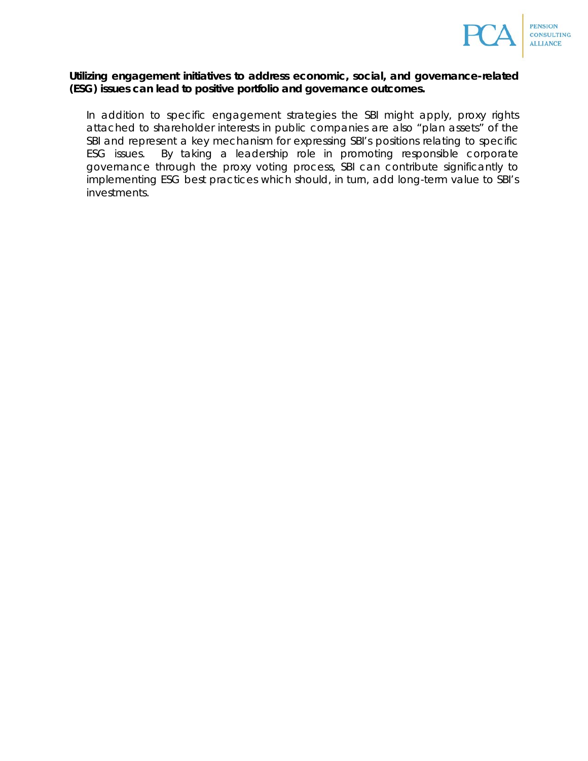**Utilizing engagement initiatives to address economic, social, and governance-related (ESG) issues can lead to positive portfolio and governance outcomes.**

In addition to specific engagement strategies the SBI might apply, proxy rights attached to shareholder interests in public companies are also "plan assets" of the SBI and represent a key mechanism for expressing SBI's positions relating to specific ESG issues. By taking a leadership role in promoting responsible corporate governance through the proxy voting process, SBI can contribute significantly to implementing ESG best practices which should, in turn, add long-term value to SBI's investments.